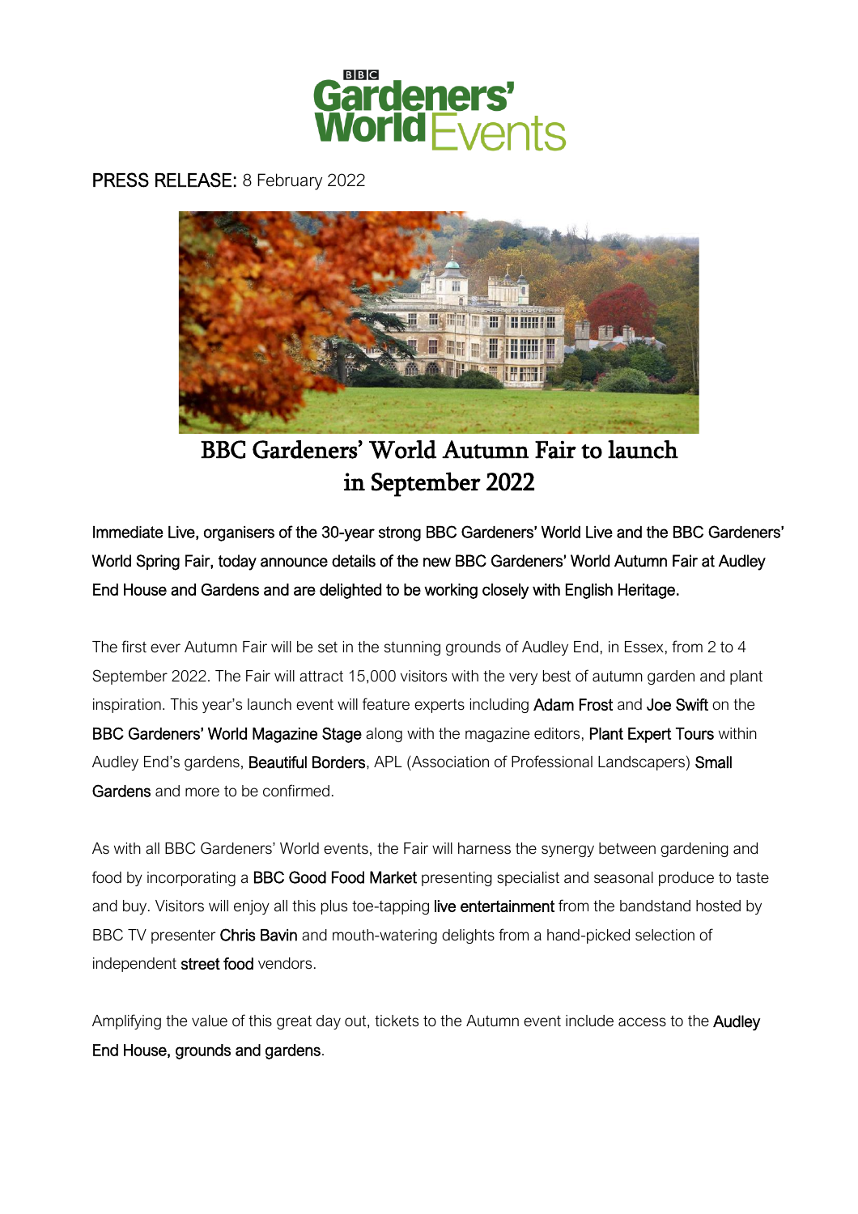BBC Gardeners' World Events

PRESS RELEASE: 8 February 2022

# BBC Gardeners' World Autumn Fair to launch in September 2022

Immediate Live, organisers of the 30-year strong BBC Gardeners' World Live and the BBC Gardeners' World Spring Fair, today announce details of the new BBC Gardeners' World Autumn Fair at Audley End House and Gardens and are delighted to be working closely with English Heritage.

The first ever Autumn Fair will be set in the stunning grounds of Audley End, in Essex, from 2 to 4 September 2022. The Fair will attract 15,000 visitors with the very best of autumn garden and plant inspiration. This year's launch event will feature experts including Adam Frost and Joe Swift on the BBC Gardeners' World Magazine Stage along with the magazine editors, Plant Expert Tours within Audley End's gardens, Beautiful Borders, APL (Association of Professional Landscapers) Small Gardens and more to be confirmed.

As with all BBC Gardeners' World events, the Fair will harness the synergy between gardening and food by incorporating a BBC Good Food Market presenting specialist and seasonal produce to taste and buy. Visitors will enjoy all this plus toe-tapping live entertainment from the bandstand hosted by BBC TV presenter Chris Bavin and mouth-watering delights from a hand-picked selection of independent street food vendors.

Amplifying the value of this great day out, tickets to the Autumn event include access to the Audley End House, grounds and gardens.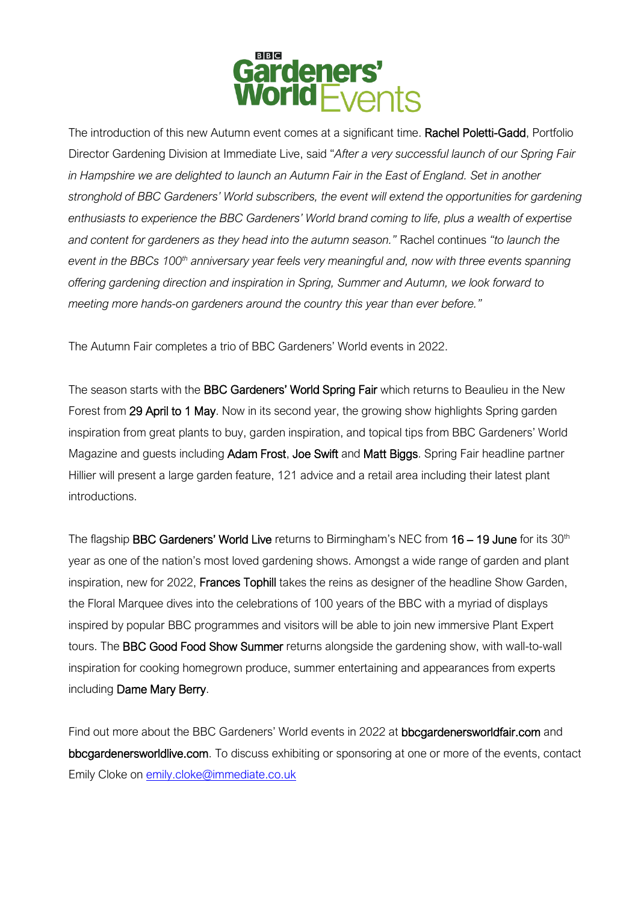The introduction of this new Autumn event comes at a significant time. Rachel Poletti-Gadd, Portfolio Director Gardening Division at Immediate Live, said "*After a very successful launch of our Spring Fair in Hampshire we are delighted to launch an Autumn Fair in the East of England. Set in another stronghold of BBC Gardeners' World subscribers, the event will extend the opportunities for gardening enthusiasts to experience the BBC Gardeners' World brand coming to life, plus a wealth of expertise and content for gardeners as they head into the autumn season.*" Rachel continues "*to launch the event in the BBCs 100th anniversary year feels very meaningful and, now with three events spanning offering gardening direction and inspiration in Spring, Summer and Autumn, we look forward to meeting more hands-on gardeners around the country this year than ever before.*"

The Autumn Fair completes a trio of BBC Gardeners' World events in 2022.

The season starts with the BBC Gardeners' World Spring Fair which returns to Beaulieu in the New Forest from 29 April to 1 May. Now in its second year, the growing show highlights Spring garden inspiration from great plants to buy, garden inspiration, and topical tips from BBC Gardeners' World Magazine and guests including Adam Frost, Joe Swift and Matt Biggs. Spring Fair headline partner Hillier will present a large garden feature, 121 advice and a retail area including their latest plant introductions.

The flagship BBC Gardeners' World Live returns to Birmingham's NEC from 16 – 19 June for its 30th year as one of the nation's most loved gardening shows. Amongst a wide range of garden and plant inspiration, new for 2022, Frances Tophill takes the reins as designer of the headline Show Garden, the Floral Marquee dives into the celebrations of 100 years of the BBC with a myriad of displays inspired by popular BBC programmes and visitors will be able to join new immersive Plant Expert tours. The BBC Good Food Show Summer returns alongside the gardening show, with wall-to-wall inspiration for cooking homegrown produce, summer entertaining and appearances from experts including Dame Mary Berry.

Find out more about the BBC Gardeners' World events in 2022 at bbcgardenersworldfair.com and bbcgardenersworldlive.com. To discuss exhibiting or sponsoring at one or more of the events, contact Emily Cloke on emily.cloke@immediate.co.uk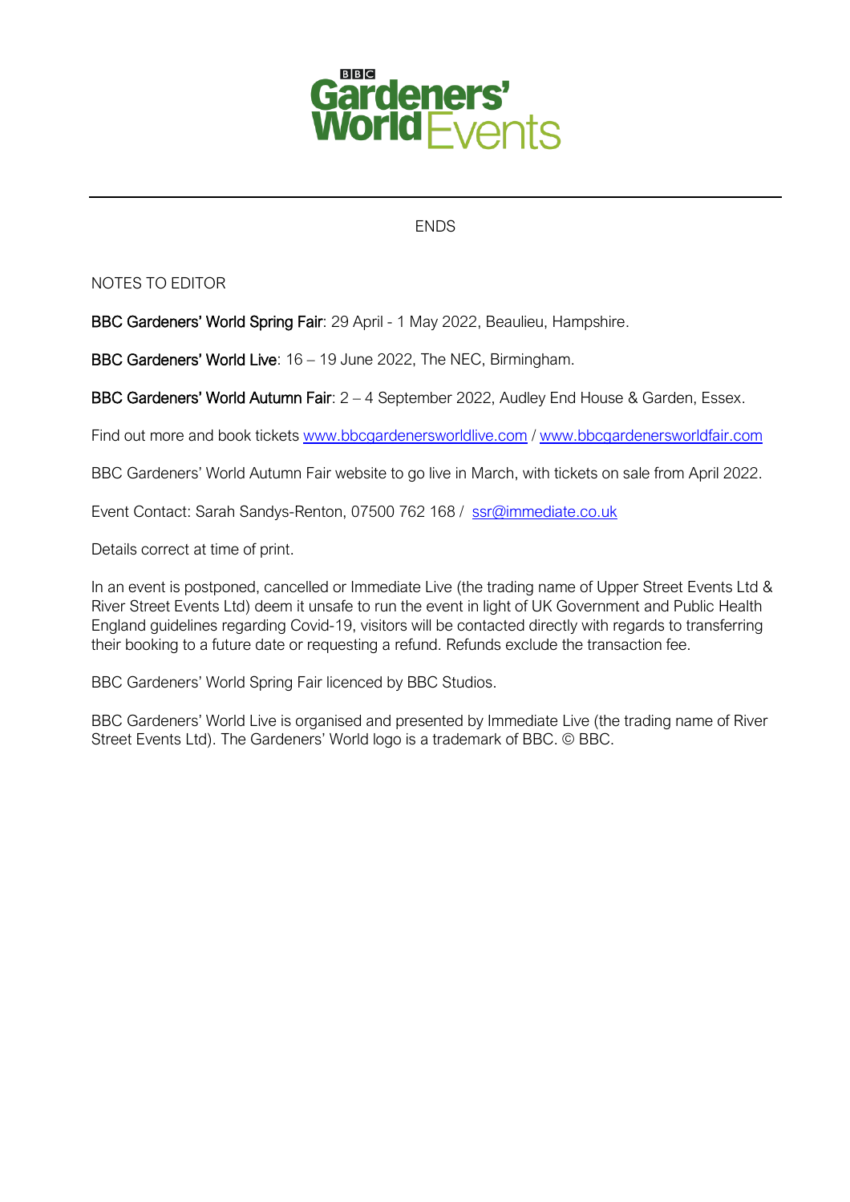ENDS

NOTES TO EDITOR

**BBC Gardeners' World Spring Fair**: 29 April - 1 May 2022, Beaulieu, Hampshire.

**BBC Gardeners' World Live**: 16 – 19 June 2022, The NEC, Birmingham.

**BBC Gardeners' World Autumn Fair**: 2 – 4 September 2022, Audley End House & Garden, Essex.

Find out more and book tickets www.bbcgardenersworldlive.com / www.bbcgardenersworldfair.com

BBC Gardeners' World Autumn Fair website to go live in March, with tickets on sale from April 2022.

Event Contact: Sarah Sandys-Renton, 07500 762 168 / ssr@immediate.co.uk

Details correct at time of print.

In an event is postponed, cancelled or Immediate Live (the trading name of Upper Street Events Ltd & River Street Events Ltd) deem it unsafe to run the event in light of UK Government and Public Health England guidelines regarding Covid-19, visitors will be contacted directly with regards to transferring their booking to a future date or requesting a refund. Refunds exclude the transaction fee.

BBC Gardeners' World Spring Fair licenced by BBC Studios.

BBC Gardeners' World Live is organised and presented by Immediate Live (the trading name of River Street Events Ltd). The Gardeners' World logo is a trademark of BBC. © BBC.